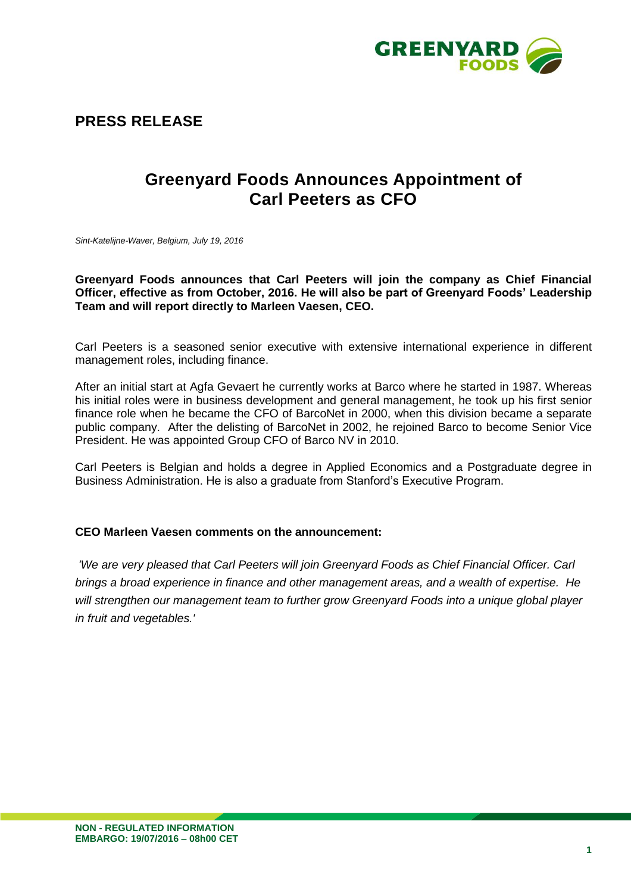## PRESS RELEASE

# Greenyard Foods Announces Appointment of Carl Peeters as CFO

*Sint-Katelijne-Waver, Belgium, July 19, 2016*

**Greenyard Foods announces that Carl Peeters will join the company as Chief Financial Officer, effective as from October, 2016. He will also be part of Greenyard Foods' Leadership Team and will report directly to Marleen Vaesen, CEO.**

Carl Peeters is a seasoned senior executive with extensive international experience in different management roles, including finance.

After an initial start at Agfa Gevaert he currently works at Barco where he started in 1987. Whereas his initial roles were in business development and general management, he took up his first senior finance role when he became the CFO of BarcoNet in 2000, when this division became a separate public company. After the delisting of BarcoNet in 2002, he rejoined Barco to become Senior Vice President. He was appointed Group CFO of Barco NV in 2010.

Carl Peeters is Belgian and holds a degree in Applied Economics and a Postgraduate degree in Business Administration. He is also a graduate from Stanford's Executive Program.

**CEO Marleen Vaesen comments on the announcement:**

*'We are very pleased that Carl Peeters will join Greenyard Foods as Chief Financial Officer. Carl brings a broad experience in finance and other management areas, and a wealth of expertise. He will strengthen our management team to further grow Greenyard Foods into a unique global player in fruit and vegetables.'*

**NON - REGULATED INFORMATION**
**EMBARGO: 19/07/2016 – 08h00 CET**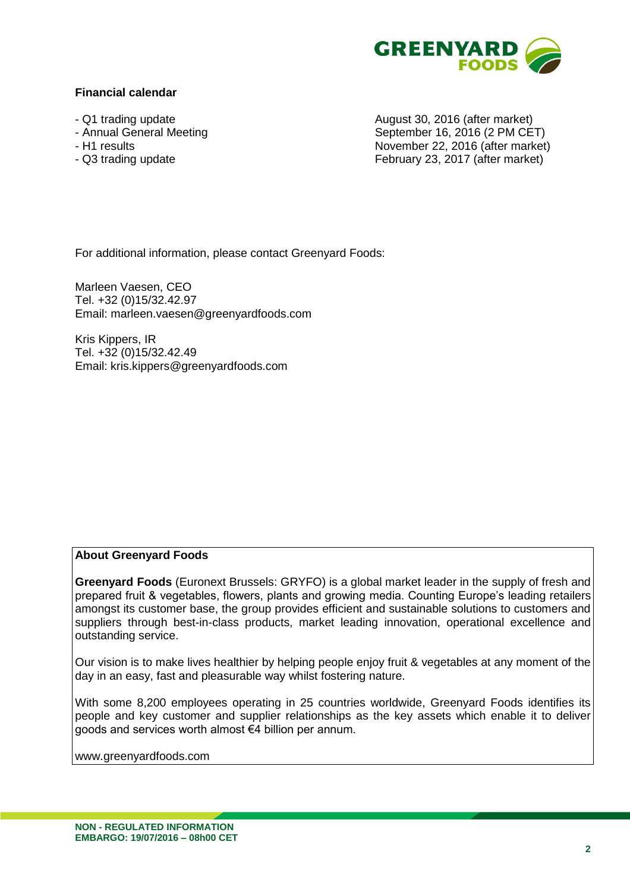### Financial calendar

| | |
|---|---|
| - Q1 trading update | August 30, 2016 (after market) |
| - Annual General Meeting | September 16, 2016 (2 PM CET) |
| - H1 results | November 22, 2016 (after market) |
| - Q3 trading update | February 23, 2017 (after market) |

For additional information, please contact Greenyard Foods:

Marleen Vaesen, CEO
Tel. +32 (0)15/32.42.97
Email: marleen.vaesen@greenyardfoods.com

Kris Kippers, IR
Tel. +32 (0)15/32.42.49
Email: kris.kippers@greenyardfoods.com

**About Greenyard Foods**

**Greenyard Foods** (Euronext Brussels: GRYFO) is a global market leader in the supply of fresh and prepared fruit & vegetables, flowers, plants and growing media. Counting Europe's leading retailers amongst its customer base, the group provides efficient and sustainable solutions to customers and suppliers through best-in-class products, market leading innovation, operational excellence and outstanding service.

Our vision is to make lives healthier by helping people enjoy fruit & vegetables at any moment of the day in an easy, fast and pleasurable way whilst fostering nature.

With some 8,200 employees operating in 25 countries worldwide, Greenyard Foods identifies its people and key customer and supplier relationships as the key assets which enable it to deliver goods and services worth almost €4 billion per annum.

www.greenyardfoods.com

**NON - REGULATED INFORMATION**
**EMBARGO: 19/07/2016 – 08h00 CET**